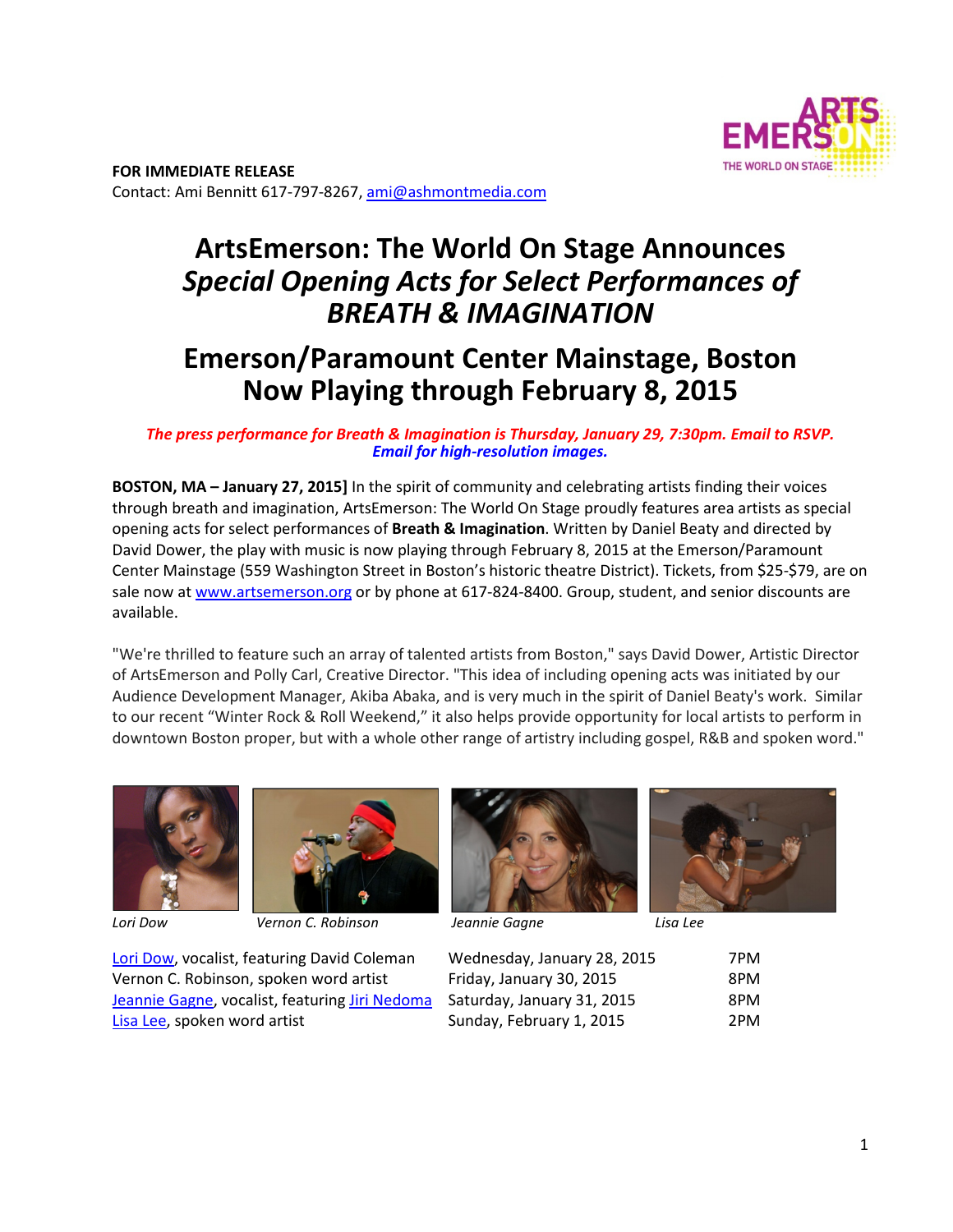**FOR IMMEDIATE RELEASE**
Contact: Ami Bennitt 617-797-8267, ami@ashmontmedia.com

# ArtsEmerson: The World On Stage Announces *Special Opening Acts for Select Performances of BREATH & IMAGINATION*

## Emerson/Paramount Center Mainstage, Boston Now Playing through February 8, 2015

***The press performance for Breath & Imagination is Thursday, January 29, 7:30pm. Email to RSVP.***
***Email for high-resolution images.***

**BOSTON, MA – January 27, 2015]** In the spirit of community and celebrating artists finding their voices through breath and imagination, ArtsEmerson: The World On Stage proudly features area artists as special opening acts for select performances of **Breath & Imagination**. Written by Daniel Beaty and directed by David Dower, the play with music is now playing through February 8, 2015 at the Emerson/Paramount Center Mainstage (559 Washington Street in Boston's historic theatre District). Tickets, from $25-$79, are on sale now at www.artsemerson.org or by phone at 617-824-8400. Group, student, and senior discounts are available.

"We're thrilled to feature such an array of talented artists from Boston," says David Dower, Artistic Director of ArtsEmerson and Polly Carl, Creative Director. "This idea of including opening acts was initiated by our Audience Development Manager, Akiba Abaka, and is very much in the spirit of Daniel Beaty's work. Similar to our recent "Winter Rock & Roll Weekend," it also helps provide opportunity for local artists to perform in downtown Boston proper, but with a whole other range of artistry including gospel, R&B and spoken word."

*Lori Dow* *Vernon C. Robinson* *Jeannie Gagne* *Lisa Lee*

| | | |
|---|---|---|
| Lori Dow, vocalist, featuring David Coleman | Wednesday, January 28, 2015 | 7PM |
| Vernon C. Robinson, spoken word artist | Friday, January 30, 2015 | 8PM |
| Jeannie Gagne, vocalist, featuring Jiri Nedoma | Saturday, January 31, 2015 | 8PM |
| Lisa Lee, spoken word artist | Sunday, February 1, 2015 | 2PM |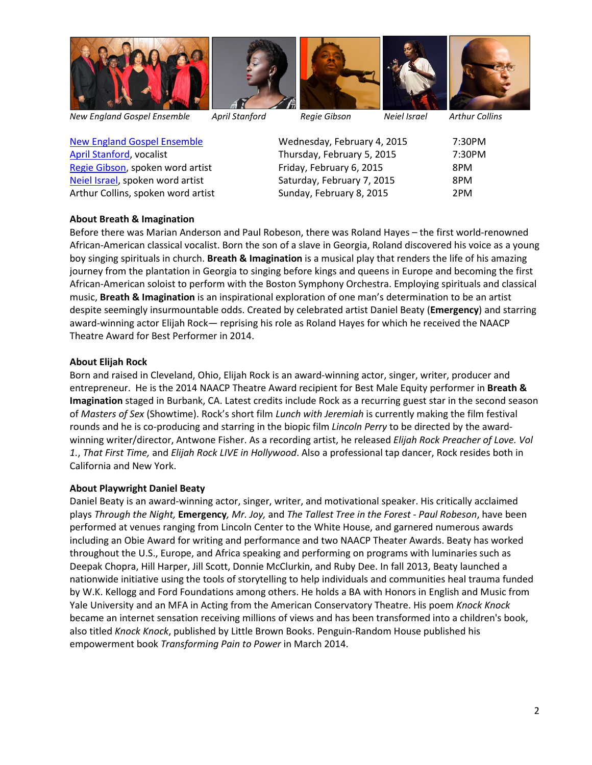*New England Gospel Ensemble* *April Stanford* *Regie Gibson* *Neiel Israel* *Arthur Collins*

| | | |
|---|---|---|
| New England Gospel Ensemble | Wednesday, February 4, 2015 | 7:30PM |
| April Stanford, vocalist | Thursday, February 5, 2015 | 7:30PM |
| Regie Gibson, spoken word artist | Friday, February 6, 2015 | 8PM |
| Neiel Israel, spoken word artist | Saturday, February 7, 2015 | 8PM |
| Arthur Collins, spoken word artist | Sunday, February 8, 2015 | 2PM |

**About Breath & Imagination**

Before there was Marian Anderson and Paul Robeson, there was Roland Hayes – the first world-renowned African-American classical vocalist. Born the son of a slave in Georgia, Roland discovered his voice as a young boy singing spirituals in church. **Breath & Imagination** is a musical play that renders the life of his amazing journey from the plantation in Georgia to singing before kings and queens in Europe and becoming the first African-American soloist to perform with the Boston Symphony Orchestra. Employing spirituals and classical music, **Breath & Imagination** is an inspirational exploration of one man's determination to be an artist despite seemingly insurmountable odds. Created by celebrated artist Daniel Beaty (**Emergency**) and starring award-winning actor Elijah Rock— reprising his role as Roland Hayes for which he received the NAACP Theatre Award for Best Performer in 2014.

**About Elijah Rock**

Born and raised in Cleveland, Ohio, Elijah Rock is an award-winning actor, singer, writer, producer and entrepreneur. He is the 2014 NAACP Theatre Award recipient for Best Male Equity performer in **Breath & Imagination** staged in Burbank, CA. Latest credits include Rock as a recurring guest star in the second season of *Masters of Sex* (Showtime). Rock's short film *Lunch with Jeremiah* is currently making the film festival rounds and he is co-producing and starring in the biopic film *Lincoln Perry* to be directed by the award-winning writer/director, Antwone Fisher. As a recording artist, he released *Elijah Rock Preacher of Love. Vol 1.*, *That First Time,* and *Elijah Rock LIVE in Hollywood*. Also a professional tap dancer, Rock resides both in California and New York.

**About Playwright Daniel Beaty**

Daniel Beaty is an award-winning actor, singer, writer, and motivational speaker. His critically acclaimed plays *Through the Night,* **Emergency***, Mr. Joy,* and *The Tallest Tree in the Forest - Paul Robeson*, have been performed at venues ranging from Lincoln Center to the White House, and garnered numerous awards including an Obie Award for writing and performance and two NAACP Theater Awards. Beaty has worked throughout the U.S., Europe, and Africa speaking and performing on programs with luminaries such as Deepak Chopra, Hill Harper, Jill Scott, Donnie McClurkin, and Ruby Dee. In fall 2013, Beaty launched a nationwide initiative using the tools of storytelling to help individuals and communities heal trauma funded by W.K. Kellogg and Ford Foundations among others. He holds a BA with Honors in English and Music from Yale University and an MFA in Acting from the American Conservatory Theatre. His poem *Knock Knock* became an internet sensation receiving millions of views and has been transformed into a children's book, also titled *Knock Knock*, published by Little Brown Books. Penguin-Random House published his empowerment book *Transforming Pain to Power* in March 2014.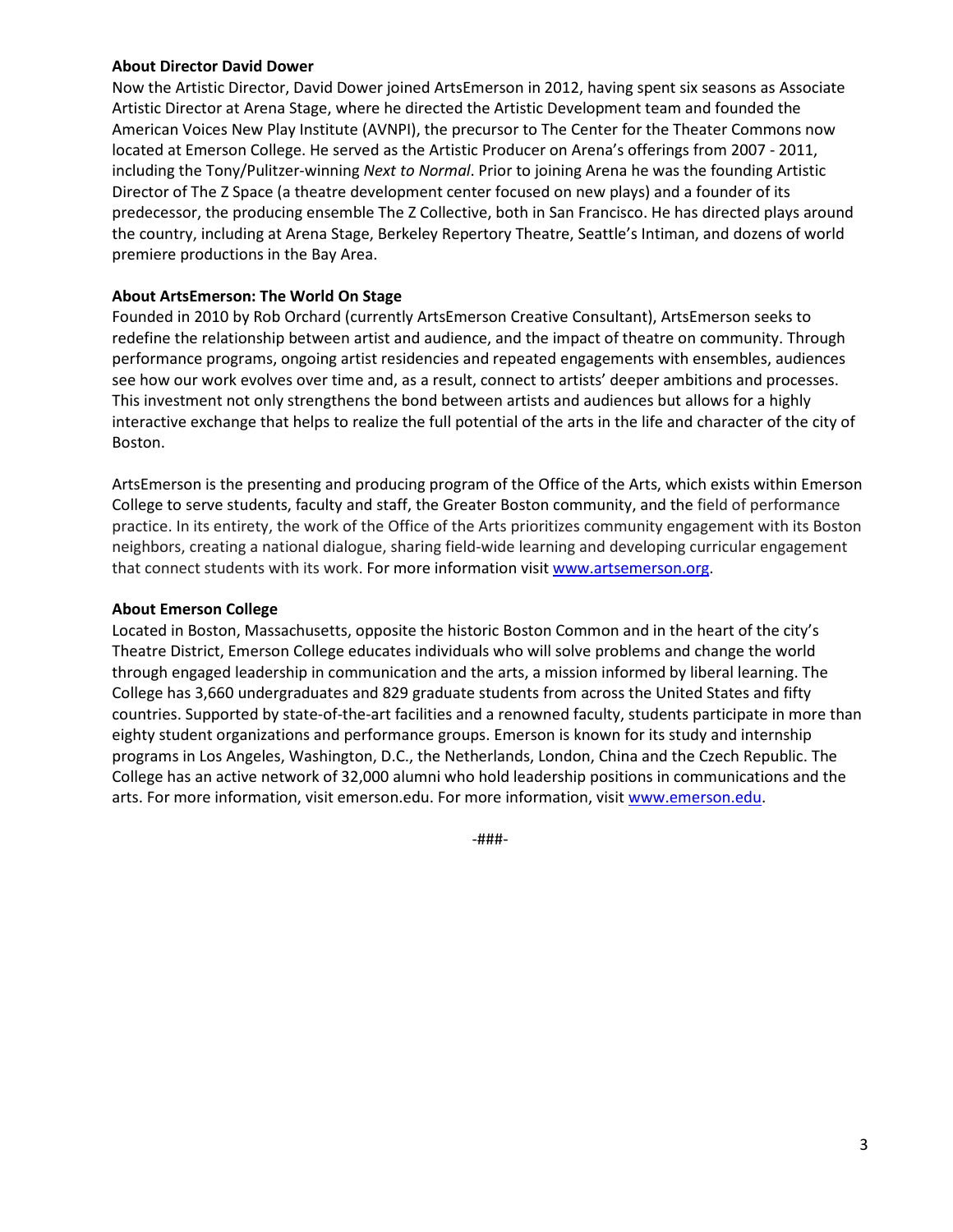**About Director David Dower**

Now the Artistic Director, David Dower joined ArtsEmerson in 2012, having spent six seasons as Associate Artistic Director at Arena Stage, where he directed the Artistic Development team and founded the American Voices New Play Institute (AVNPI), the precursor to The Center for the Theater Commons now located at Emerson College. He served as the Artistic Producer on Arena's offerings from 2007 - 2011, including the Tony/Pulitzer-winning *Next to Normal*. Prior to joining Arena he was the founding Artistic Director of The Z Space (a theatre development center focused on new plays) and a founder of its predecessor, the producing ensemble The Z Collective, both in San Francisco. He has directed plays around the country, including at Arena Stage, Berkeley Repertory Theatre, Seattle's Intiman, and dozens of world premiere productions in the Bay Area.

**About ArtsEmerson: The World On Stage**

Founded in 2010 by Rob Orchard (currently ArtsEmerson Creative Consultant), ArtsEmerson seeks to redefine the relationship between artist and audience, and the impact of theatre on community. Through performance programs, ongoing artist residencies and repeated engagements with ensembles, audiences see how our work evolves over time and, as a result, connect to artists' deeper ambitions and processes. This investment not only strengthens the bond between artists and audiences but allows for a highly interactive exchange that helps to realize the full potential of the arts in the life and character of the city of Boston.

ArtsEmerson is the presenting and producing program of the Office of the Arts, which exists within Emerson College to serve students, faculty and staff, the Greater Boston community, and the field of performance practice. In its entirety, the work of the Office of the Arts prioritizes community engagement with its Boston neighbors, creating a national dialogue, sharing field-wide learning and developing curricular engagement that connect students with its work. For more information visit www.artsemerson.org.

**About Emerson College**

Located in Boston, Massachusetts, opposite the historic Boston Common and in the heart of the city's Theatre District, Emerson College educates individuals who will solve problems and change the world through engaged leadership in communication and the arts, a mission informed by liberal learning. The College has 3,660 undergraduates and 829 graduate students from across the United States and fifty countries. Supported by state-of-the-art facilities and a renowned faculty, students participate in more than eighty student organizations and performance groups. Emerson is known for its study and internship programs in Los Angeles, Washington, D.C., the Netherlands, London, China and the Czech Republic. The College has an active network of 32,000 alumni who hold leadership positions in communications and the arts. For more information, visit emerson.edu. For more information, visit www.emerson.edu.

-###-